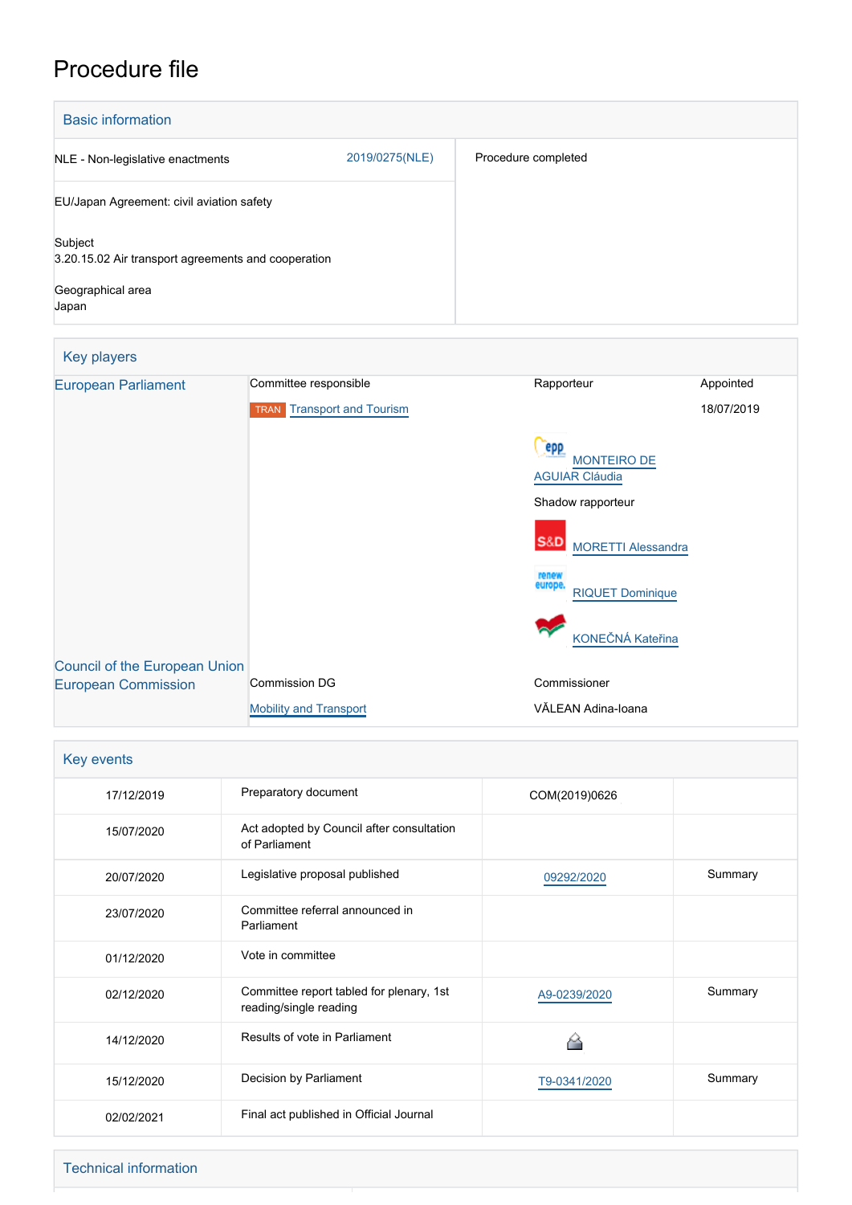# Procedure file

## Basic information

| | |
|---|---|
| NLE - Non-legislative enactments 2019/0275(NLE) | Procedure completed |
| EU/Japan Agreement: civil aviation safety | |
| Subject<br>3.20.15.02 Air transport agreements and cooperation | |
| Geographical area<br>Japan | |

## Key players

| | | | |
|---|---|---|---|
| European Parliament | Committee responsible | Rapporteur | Appointed |
| | TRAN Transport and Tourism | | 18/07/2019 |
| | | MONTEIRO DE AGUIAR Cláudia | |
| | | Shadow rapporteur | |
| | | MORETTI Alessandra | |
| | | RIQUET Dominique | |
| | | KONEČNÁ Kateřina | |
| Council of the European Union | | | |
| European Commission | Commission DG | Commissioner | |
| | Mobility and Transport | VĂLEAN Adina-Ioana | |

## Key events

| | | | |
|---|---|---|---|
| 17/12/2019 | Preparatory document | COM(2019)0626 | |
| 15/07/2020 | Act adopted by Council after consultation of Parliament | | |
| 20/07/2020 | Legislative proposal published | 09292/2020 | Summary |
| 23/07/2020 | Committee referral announced in Parliament | | |
| 01/12/2020 | Vote in committee | | |
| 02/12/2020 | Committee report tabled for plenary, 1st reading/single reading | A9-0239/2020 | Summary |
| 14/12/2020 | Results of vote in Parliament | | |
| 15/12/2020 | Decision by Parliament | T9-0341/2020 | Summary |
| 02/02/2021 | Final act published in Official Journal | | |

## Technical information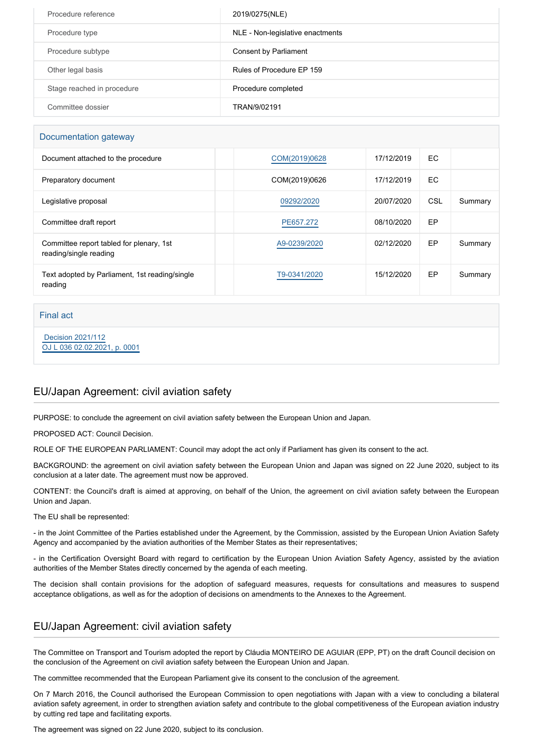| | |
|---|---|
| Procedure reference | 2019/0275(NLE) |
| Procedure type | NLE - Non-legislative enactments |
| Procedure subtype | Consent by Parliament |
| Other legal basis | Rules of Procedure EP 159 |
| Stage reached in procedure | Procedure completed |
| Committee dossier | TRAN/9/02191 |

## Documentation gateway

| | | | | | |
|---|---|---|---|---|---|
| Document attached to the procedure | | COM(2019)0628 | 17/12/2019 | EC | |
| Preparatory document | | COM(2019)0626 | 17/12/2019 | EC | |
| Legislative proposal | | 09292/2020 | 20/07/2020 | CSL | Summary |
| Committee draft report | | PE657.272 | 08/10/2020 | EP | |
| Committee report tabled for plenary, 1st reading/single reading | | A9-0239/2020 | 02/12/2020 | EP | Summary |
| Text adopted by Parliament, 1st reading/single reading | | T9-0341/2020 | 15/12/2020 | EP | Summary |

## Final act

Decision 2021/112
OJ L 036 02.02.2021, p. 0001

## EU/Japan Agreement: civil aviation safety

PURPOSE: to conclude the agreement on civil aviation safety between the European Union and Japan.

PROPOSED ACT: Council Decision.

ROLE OF THE EUROPEAN PARLIAMENT: Council may adopt the act only if Parliament has given its consent to the act.

BACKGROUND: the agreement on civil aviation safety between the European Union and Japan was signed on 22 June 2020, subject to its conclusion at a later date. The agreement must now be approved.

CONTENT: the Council's draft is aimed at approving, on behalf of the Union, the agreement on civil aviation safety between the European Union and Japan.

The EU shall be represented:

- in the Joint Committee of the Parties established under the Agreement, by the Commission, assisted by the European Union Aviation Safety Agency and accompanied by the aviation authorities of the Member States as their representatives;

- in the Certification Oversight Board with regard to certification by the European Union Aviation Safety Agency, assisted by the aviation authorities of the Member States directly concerned by the agenda of each meeting.

The decision shall contain provisions for the adoption of safeguard measures, requests for consultations and measures to suspend acceptance obligations, as well as for the adoption of decisions on amendments to the Annexes to the Agreement.

## EU/Japan Agreement: civil aviation safety

The Committee on Transport and Tourism adopted the report by Cláudia MONTEIRO DE AGUIAR (EPP, PT) on the draft Council decision on the conclusion of the Agreement on civil aviation safety between the European Union and Japan.

The committee recommended that the European Parliament give its consent to the conclusion of the agreement.

On 7 March 2016, the Council authorised the European Commission to open negotiations with Japan with a view to concluding a bilateral aviation safety agreement, in order to strengthen aviation safety and contribute to the global competitiveness of the European aviation industry by cutting red tape and facilitating exports.

The agreement was signed on 22 June 2020, subject to its conclusion.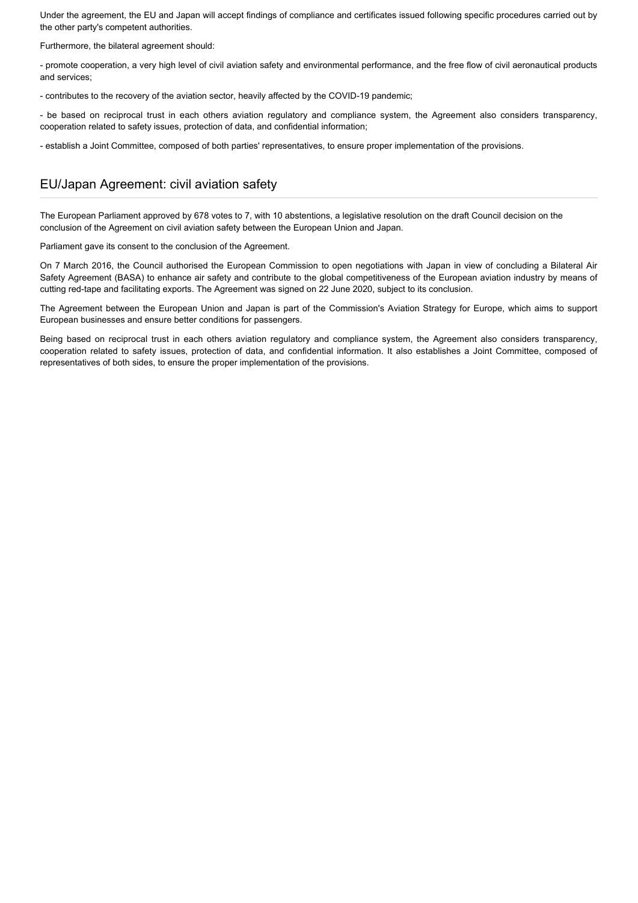Under the agreement, the EU and Japan will accept findings of compliance and certificates issued following specific procedures carried out by the other party's competent authorities.

Furthermore, the bilateral agreement should:

- promote cooperation, a very high level of civil aviation safety and environmental performance, and the free flow of civil aeronautical products and services;

- contributes to the recovery of the aviation sector, heavily affected by the COVID-19 pandemic;

- be based on reciprocal trust in each others aviation regulatory and compliance system, the Agreement also considers transparency, cooperation related to safety issues, protection of data, and confidential information;

- establish a Joint Committee, composed of both parties' representatives, to ensure proper implementation of the provisions.

## EU/Japan Agreement: civil aviation safety

The European Parliament approved by 678 votes to 7, with 10 abstentions, a legislative resolution on the draft Council decision on the conclusion of the Agreement on civil aviation safety between the European Union and Japan.

Parliament gave its consent to the conclusion of the Agreement.

On 7 March 2016, the Council authorised the European Commission to open negotiations with Japan in view of concluding a Bilateral Air Safety Agreement (BASA) to enhance air safety and contribute to the global competitiveness of the European aviation industry by means of cutting red-tape and facilitating exports. The Agreement was signed on 22 June 2020, subject to its conclusion.

The Agreement between the European Union and Japan is part of the Commission's Aviation Strategy for Europe, which aims to support European businesses and ensure better conditions for passengers.

Being based on reciprocal trust in each others aviation regulatory and compliance system, the Agreement also considers transparency, cooperation related to safety issues, protection of data, and confidential information. It also establishes a Joint Committee, composed of representatives of both sides, to ensure the proper implementation of the provisions.